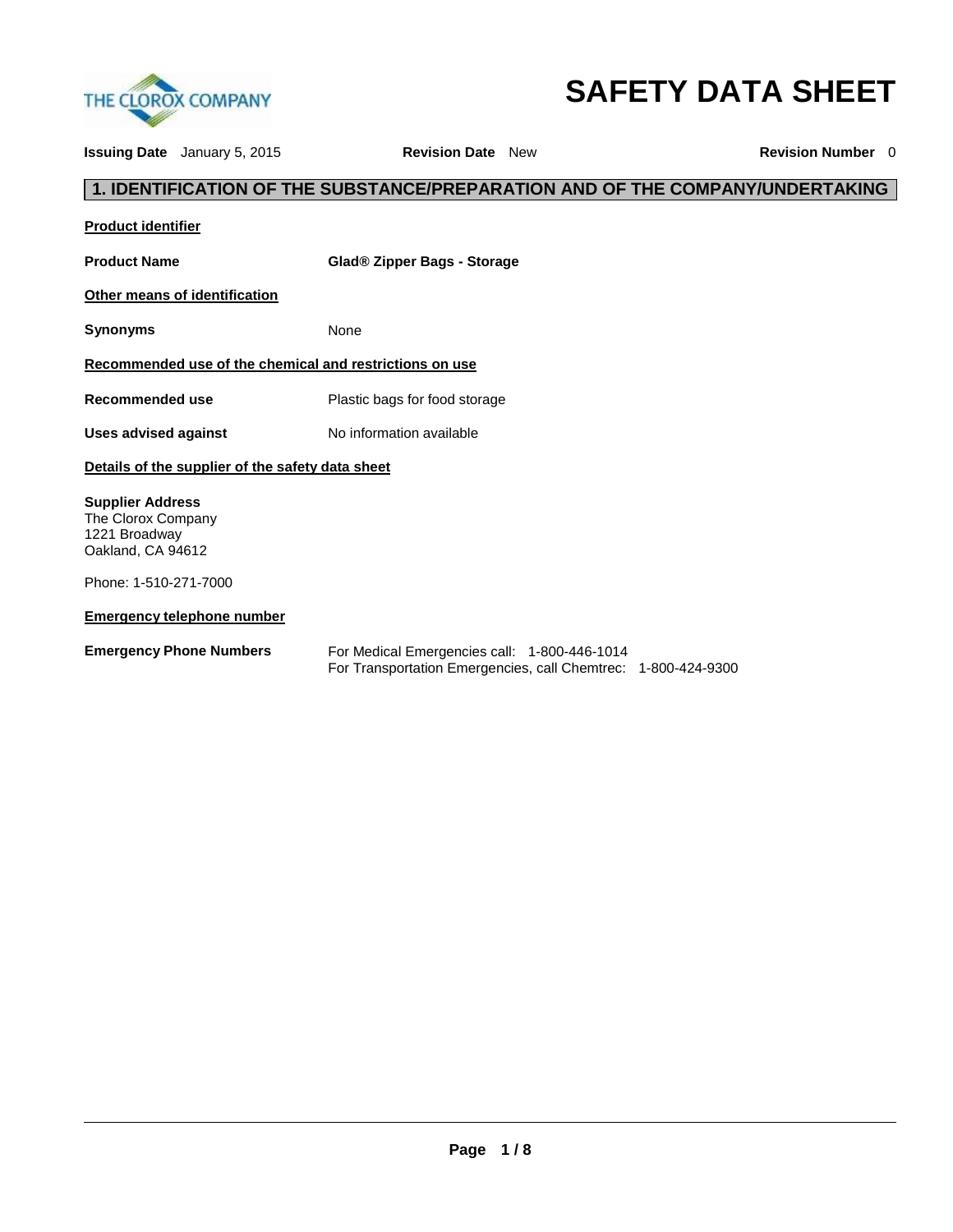THE CLOROX COMPANY

# SAFETY DATA SHEET

**Issuing Date** January 5, 2015 **Revision Date** New **Revision Number** 0

## 1. IDENTIFICATION OF THE SUBSTANCE/PREPARATION AND OF THE COMPANY/UNDERTAKING

**Product identifier**

**Product Name** **Glad® Zipper Bags - Storage**

**Other means of identification**

**Synonyms** None

**Recommended use of the chemical and restrictions on use**

**Recommended use** Plastic bags for food storage

**Uses advised against** No information available

**Details of the supplier of the safety data sheet**

**Supplier Address**
The Clorox Company
1221 Broadway
Oakland, CA 94612

Phone: 1-510-271-7000

**Emergency telephone number**

**Emergency Phone Numbers** For Medical Emergencies call: 1-800-446-1014
For Transportation Emergencies, call Chemtrec: 1-800-424-9300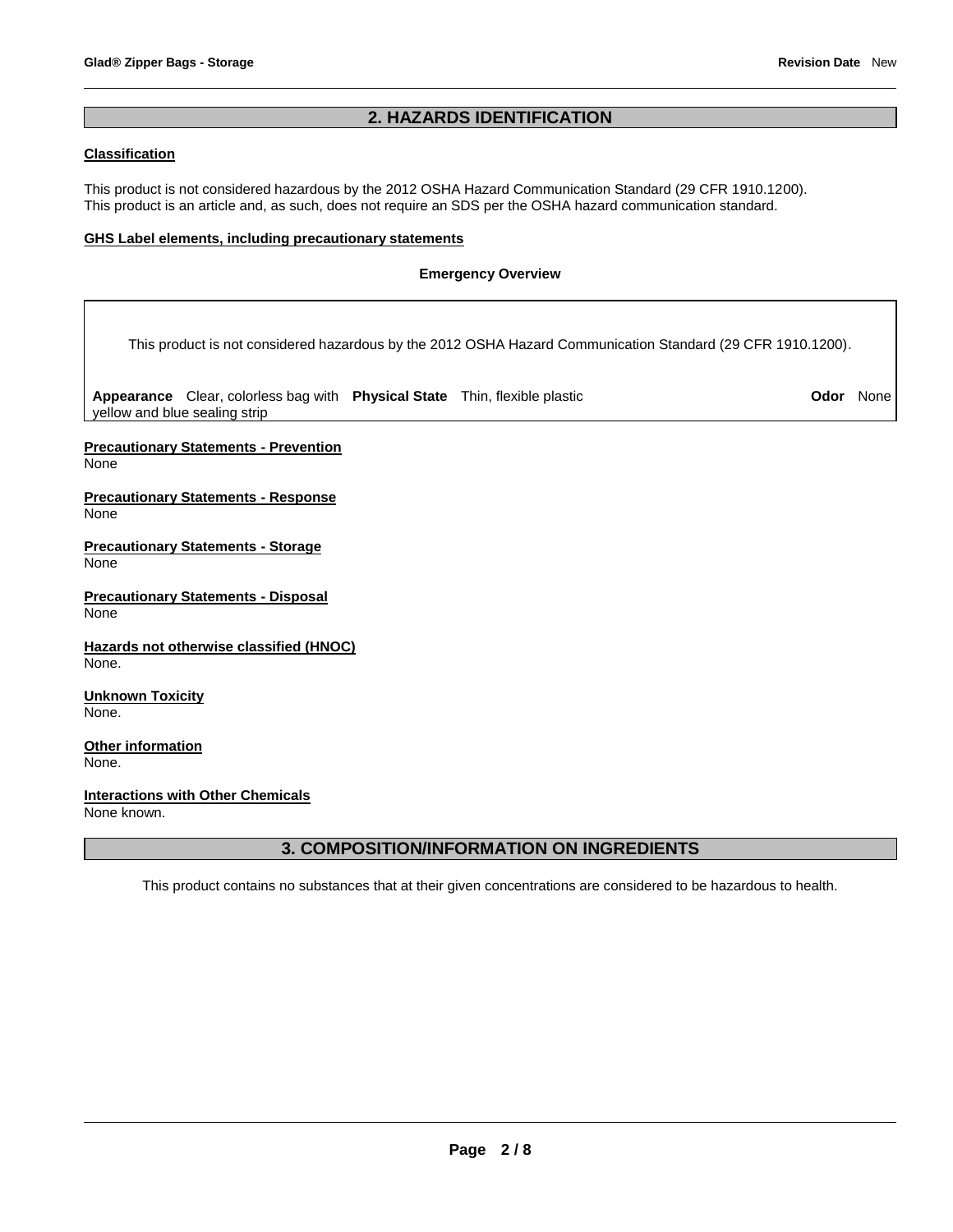## 2. HAZARDS IDENTIFICATION

**Classification**

This product is not considered hazardous by the 2012 OSHA Hazard Communication Standard (29 CFR 1910.1200).
This product is an article and, as such, does not require an SDS per the OSHA hazard communication standard.

**GHS Label elements, including precautionary statements**

**Emergency Overview**

This product is not considered hazardous by the 2012 OSHA Hazard Communication Standard (29 CFR 1910.1200).

**Appearance** Clear, colorless bag with yellow and blue sealing strip **Physical State** Thin, flexible plastic **Odor** None

**Precautionary Statements - Prevention**
None

**Precautionary Statements - Response**
None

**Precautionary Statements - Storage**
None

**Precautionary Statements - Disposal**
None

**Hazards not otherwise classified (HNOC)**
None.

**Unknown Toxicity**
None.

**Other information**
None.

**Interactions with Other Chemicals**
None known.

## 3. COMPOSITION/INFORMATION ON INGREDIENTS

This product contains no substances that at their given concentrations are considered to be hazardous to health.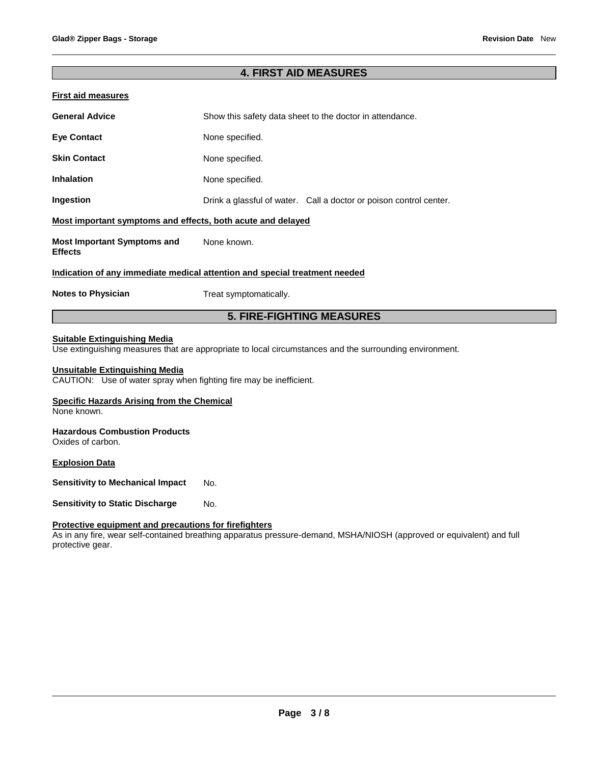## 4. FIRST AID MEASURES

**First aid measures**

| | |
|---|---|
| **General Advice** | Show this safety data sheet to the doctor in attendance. |
| **Eye Contact** | None specified. |
| **Skin Contact** | None specified. |
| **Inhalation** | None specified. |
| **Ingestion** | Drink a glassful of water. Call a doctor or poison control center. |

**Most important symptoms and effects, both acute and delayed**

| | |
|---|---|
| **Most Important Symptoms and Effects** | None known. |

**Indication of any immediate medical attention and special treatment needed**

| | |
|---|---|
| **Notes to Physician** | Treat symptomatically. |

## 5. FIRE-FIGHTING MEASURES

**Suitable Extinguishing Media**
Use extinguishing measures that are appropriate to local circumstances and the surrounding environment.

**Unsuitable Extinguishing Media**
CAUTION: Use of water spray when fighting fire may be inefficient.

**Specific Hazards Arising from the Chemical**
None known.

**Hazardous Combustion Products**
Oxides of carbon.

**Explosion Data**

| | |
|---|---|
| **Sensitivity to Mechanical Impact** | No. |
| **Sensitivity to Static Discharge** | No. |

**Protective equipment and precautions for firefighters**
As in any fire, wear self-contained breathing apparatus pressure-demand, MSHA/NIOSH (approved or equivalent) and full protective gear.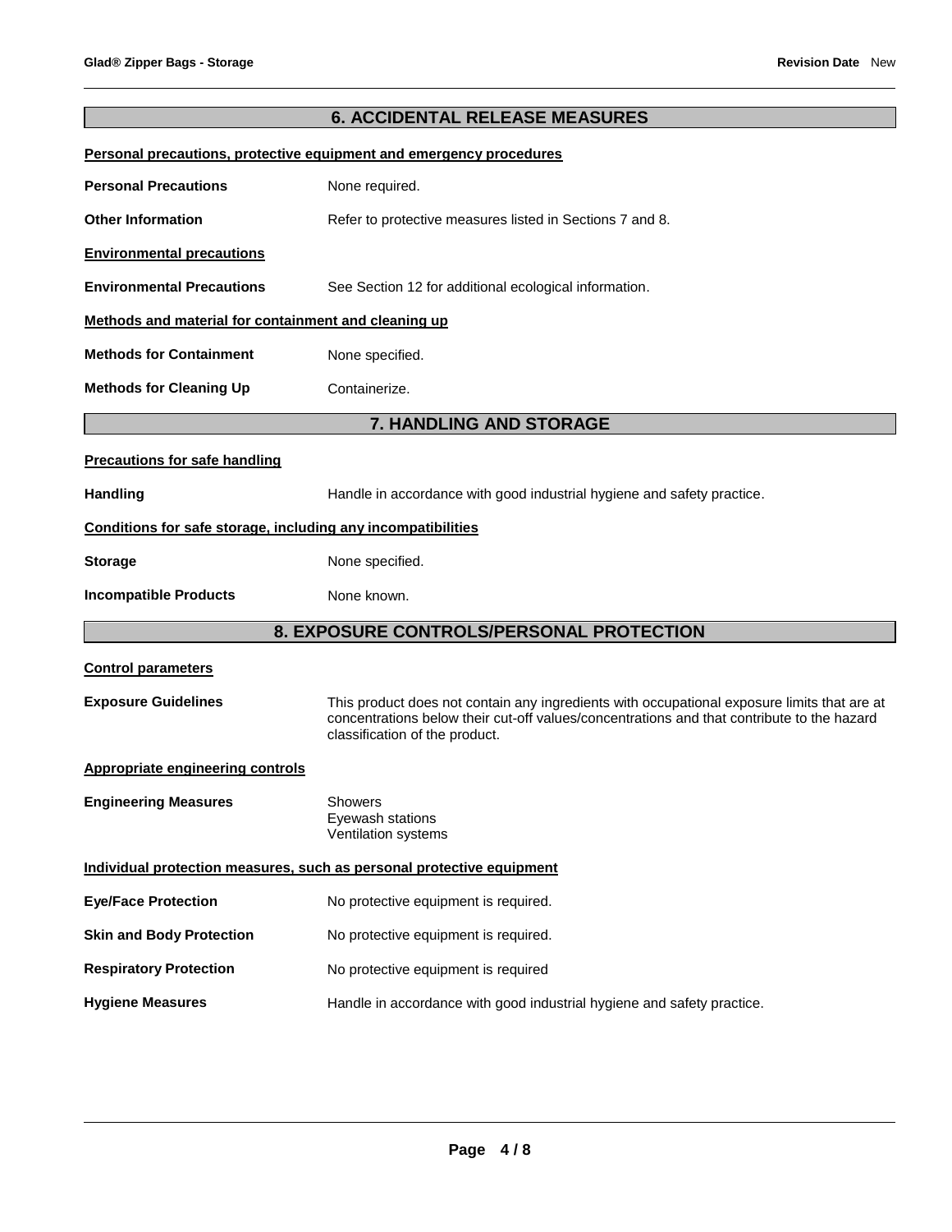## 6. ACCIDENTAL RELEASE MEASURES

**Personal precautions, protective equipment and emergency procedures**

**Personal Precautions** None required.

**Other Information** Refer to protective measures listed in Sections 7 and 8.

**Environmental precautions**

**Environmental Precautions** See Section 12 for additional ecological information.

**Methods and material for containment and cleaning up**

**Methods for Containment** None specified.

**Methods for Cleaning Up** Containerize.

## 7. HANDLING AND STORAGE

**Precautions for safe handling**

**Handling** Handle in accordance with good industrial hygiene and safety practice.

**Conditions for safe storage, including any incompatibilities**

**Storage** None specified.

**Incompatible Products** None known.

## 8. EXPOSURE CONTROLS/PERSONAL PROTECTION

**Control parameters**

**Exposure Guidelines** This product does not contain any ingredients with occupational exposure limits that are at concentrations below their cut-off values/concentrations and that contribute to the hazard classification of the product.

**Appropriate engineering controls**

**Engineering Measures** Showers
Eyewash stations
Ventilation systems

**Individual protection measures, such as personal protective equipment**

**Eye/Face Protection** No protective equipment is required.

**Skin and Body Protection** No protective equipment is required.

**Respiratory Protection** No protective equipment is required

**Hygiene Measures** Handle in accordance with good industrial hygiene and safety practice.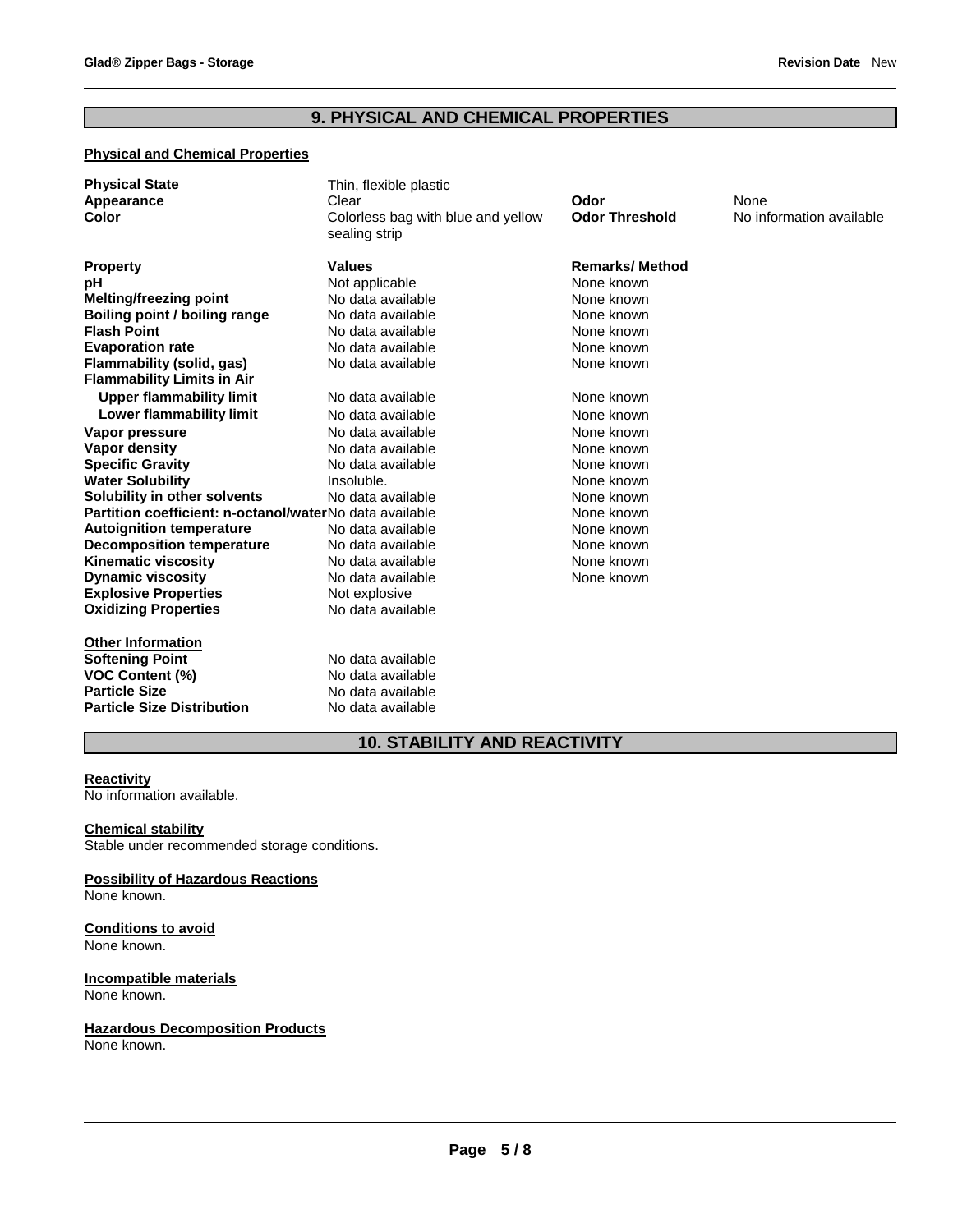## 9. PHYSICAL AND CHEMICAL PROPERTIES

### Physical and Chemical Properties

| | | | |
|---|---|---|---|
| **Physical State** | Thin, flexible plastic | | |
| **Appearance** | Clear | **Odor** | None |
| **Color** | Colorless bag with blue and yellow sealing strip | **Odor Threshold** | No information available |

| **Property** | **Values** | **Remarks/ Method** |
|---|---|---|
| **pH** | Not applicable | None known |
| **Melting/freezing point** | No data available | None known |
| **Boiling point / boiling range** | No data available | None known |
| **Flash Point** | No data available | None known |
| **Evaporation rate** | No data available | None known |
| **Flammability (solid, gas)** | No data available | None known |
| **Flammability Limits in Air** | | |
| **Upper flammability limit** | No data available | None known |
| **Lower flammability limit** | No data available | None known |
| **Vapor pressure** | No data available | None known |
| **Vapor density** | No data available | None known |
| **Specific Gravity** | No data available | None known |
| **Water Solubility** | Insoluble. | None known |
| **Solubility in other solvents** | No data available | None known |
| **Partition coefficient: n-octanol/water** | No data available | None known |
| **Autoignition temperature** | No data available | None known |
| **Decomposition temperature** | No data available | None known |
| **Kinematic viscosity** | No data available | None known |
| **Dynamic viscosity** | No data available | None known |
| **Explosive Properties** | Not explosive | |
| **Oxidizing Properties** | No data available | |

**Other Information**

| | |
|---|---|
| **Softening Point** | No data available |
| **VOC Content (%)** | No data available |
| **Particle Size** | No data available |
| **Particle Size Distribution** | No data available |

## 10. STABILITY AND REACTIVITY

**Reactivity**
No information available.

**Chemical stability**
Stable under recommended storage conditions.

**Possibility of Hazardous Reactions**
None known.

**Conditions to avoid**
None known.

**Incompatible materials**
None known.

**Hazardous Decomposition Products**
None known.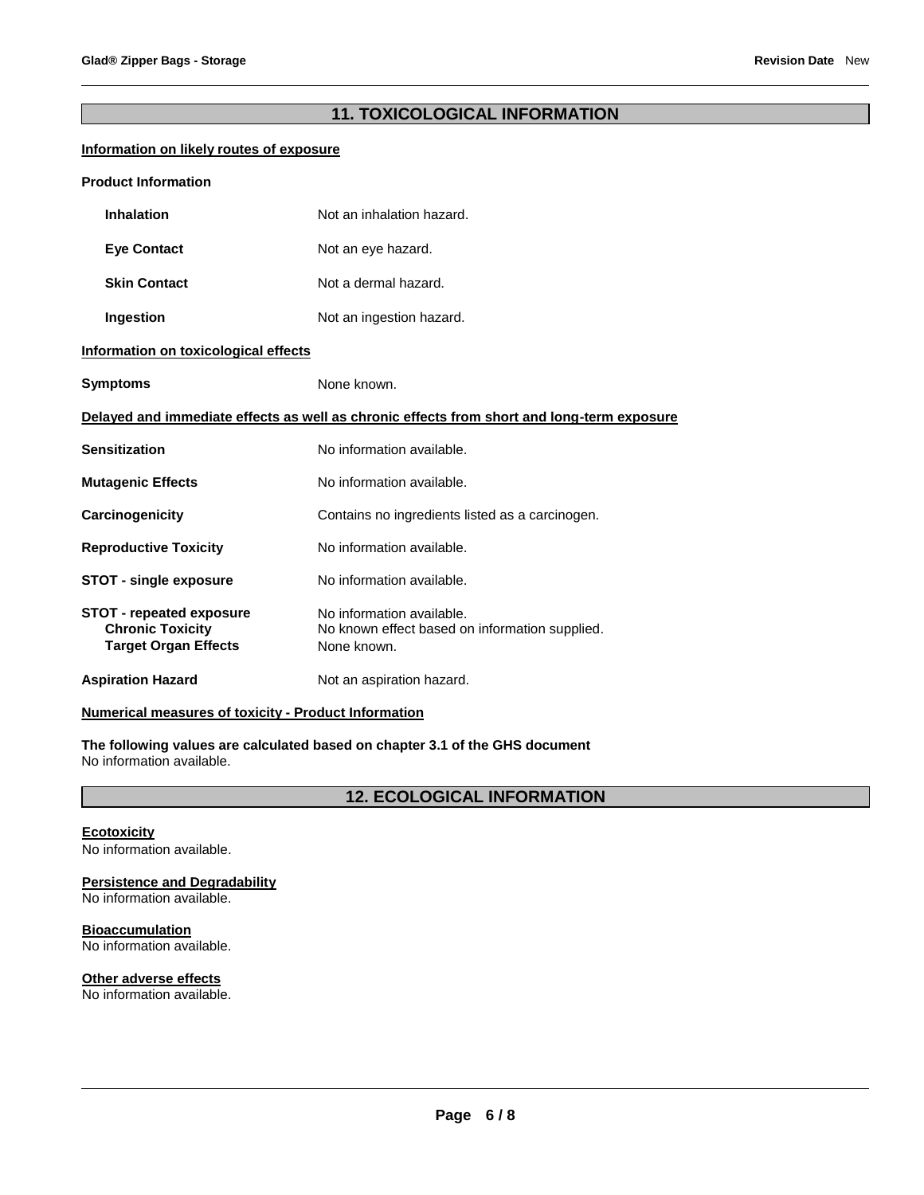## 11. TOXICOLOGICAL INFORMATION

**Information on likely routes of exposure**

**Product Information**

| | |
|---|---|
| **Inhalation** | Not an inhalation hazard. |
| **Eye Contact** | Not an eye hazard. |
| **Skin Contact** | Not a dermal hazard. |
| **Ingestion** | Not an ingestion hazard. |

**Information on toxicological effects**

| | |
|---|---|
| **Symptoms** | None known. |

**Delayed and immediate effects as well as chronic effects from short and long-term exposure**

| | |
|---|---|
| **Sensitization** | No information available. |
| **Mutagenic Effects** | No information available. |
| **Carcinogenicity** | Contains no ingredients listed as a carcinogen. |
| **Reproductive Toxicity** | No information available. |
| **STOT - single exposure** | No information available. |
| **STOT - repeated exposure** | No information available. |
| **Chronic Toxicity** | No known effect based on information supplied. |
| **Target Organ Effects** | None known. |
| **Aspiration Hazard** | Not an aspiration hazard. |

**Numerical measures of toxicity - Product Information**

**The following values are calculated based on chapter 3.1 of the GHS document**
No information available.

## 12. ECOLOGICAL INFORMATION

**Ecotoxicity**
No information available.

**Persistence and Degradability**
No information available.

**Bioaccumulation**
No information available.

**Other adverse effects**
No information available.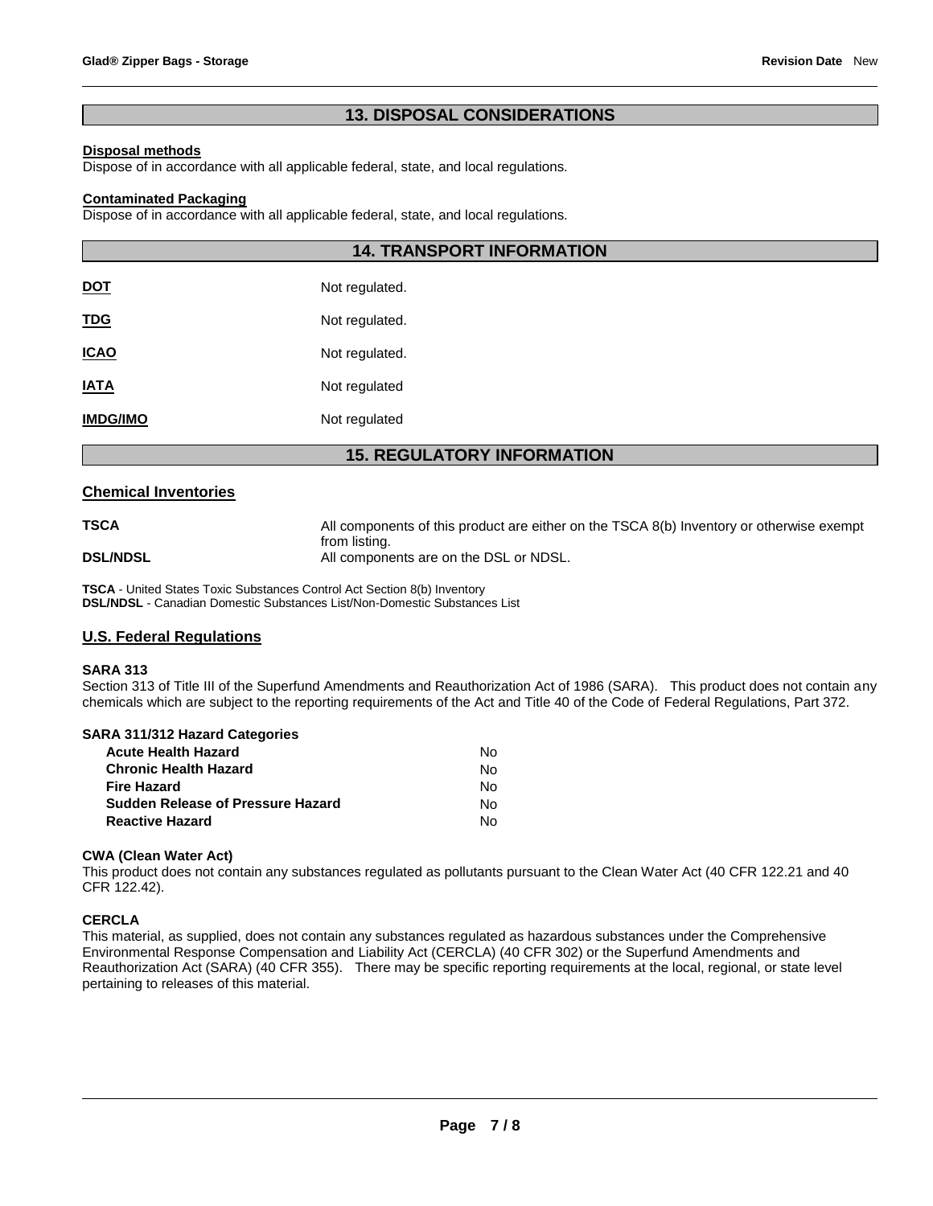## 13. DISPOSAL CONSIDERATIONS

**Disposal methods**

Dispose of in accordance with all applicable federal, state, and local regulations.

**Contaminated Packaging**

Dispose of in accordance with all applicable federal, state, and local regulations.

## 14. TRANSPORT INFORMATION

| | |
|---|---|
| **DOT** | Not regulated. |
| **TDG** | Not regulated. |
| **ICAO** | Not regulated. |
| **IATA** | Not regulated |
| **IMDG/IMO** | Not regulated |

## 15. REGULATORY INFORMATION

### Chemical Inventories

| | |
|---|---|
| **TSCA** | All components of this product are either on the TSCA 8(b) Inventory or otherwise exempt from listing. |
| **DSL/NDSL** | All components are on the DSL or NDSL. |

**TSCA** - United States Toxic Substances Control Act Section 8(b) Inventory
**DSL/NDSL** - Canadian Domestic Substances List/Non-Domestic Substances List

### U.S. Federal Regulations

**SARA 313**

Section 313 of Title III of the Superfund Amendments and Reauthorization Act of 1986 (SARA). This product does not contain any chemicals which are subject to the reporting requirements of the Act and Title 40 of the Code of Federal Regulations, Part 372.

**SARA 311/312 Hazard Categories**

| | |
|---|---|
| **Acute Health Hazard** | No |
| **Chronic Health Hazard** | No |
| **Fire Hazard** | No |
| **Sudden Release of Pressure Hazard** | No |
| **Reactive Hazard** | No |

**CWA (Clean Water Act)**

This product does not contain any substances regulated as pollutants pursuant to the Clean Water Act (40 CFR 122.21 and 40 CFR 122.42).

**CERCLA**

This material, as supplied, does not contain any substances regulated as hazardous substances under the Comprehensive Environmental Response Compensation and Liability Act (CERCLA) (40 CFR 302) or the Superfund Amendments and Reauthorization Act (SARA) (40 CFR 355). There may be specific reporting requirements at the local, regional, or state level pertaining to releases of this material.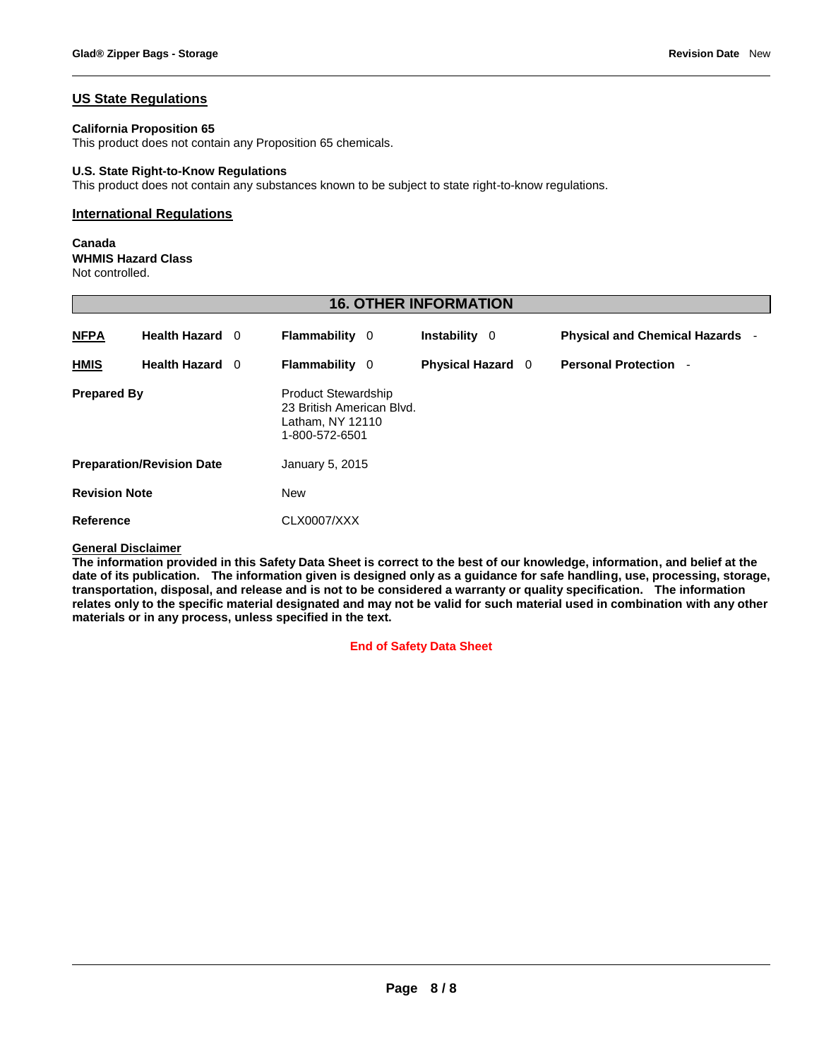## US State Regulations

**California Proposition 65**
This product does not contain any Proposition 65 chemicals.

**U.S. State Right-to-Know Regulations**
This product does not contain any substances known to be subject to state right-to-know regulations.

## International Regulations

**Canada**
**WHMIS Hazard Class**
Not controlled.

## 16. OTHER INFORMATION

| | | | | |
|---|---|---|---|---|
| **NFPA** | **Health Hazard** 0 | **Flammability** 0 | **Instability** 0 | **Physical and Chemical Hazards** - |
| **HMIS** | **Health Hazard** 0 | **Flammability** 0 | **Physical Hazard** 0 | **Personal Protection** - |

**Prepared By**
Product Stewardship
23 British American Blvd.
Latham, NY 12110
1-800-572-6501

**Preparation/Revision Date** January 5, 2015

**Revision Note** New

**Reference** CLX0007/XXX

**General Disclaimer**
**The information provided in this Safety Data Sheet is correct to the best of our knowledge, information, and belief at the date of its publication. The information given is designed only as a guidance for safe handling, use, processing, storage, transportation, disposal, and release and is not to be considered a warranty or quality specification. The information relates only to the specific material designated and may not be valid for such material used in combination with any other materials or in any process, unless specified in the text.**

**End of Safety Data Sheet**